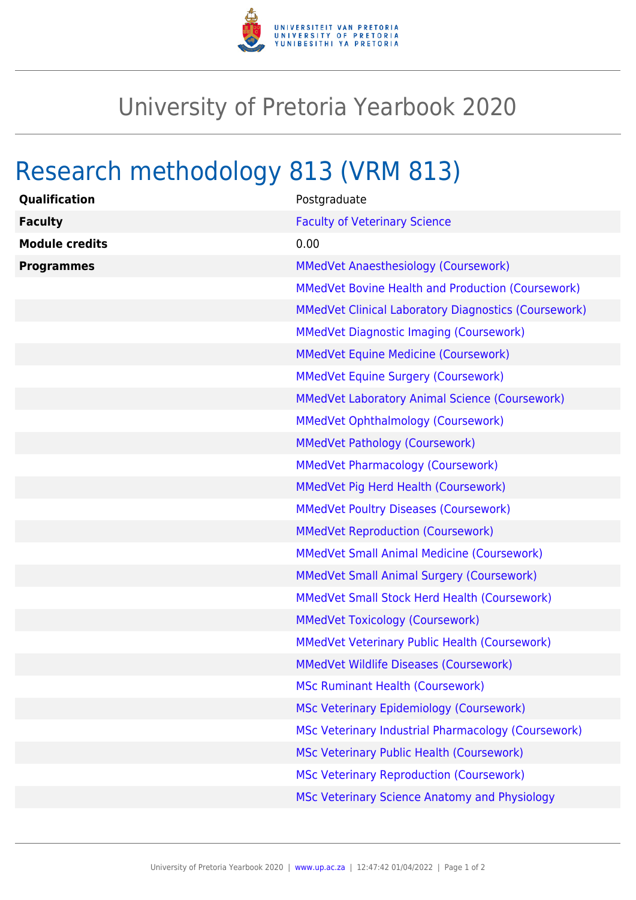# University of Pretoria Yearbook 2020

## Research methodology 813 (VRM 813)

| | |
|---|---|
| **Qualification** | Postgraduate |
| **Faculty** | Faculty of Veterinary Science |
| **Module credits** | 0.00 |
| **Programmes** | MMedVet Anaesthesiology (Coursework) |
| | MMedVet Bovine Health and Production (Coursework) |
| | MMedVet Clinical Laboratory Diagnostics (Coursework) |
| | MMedVet Diagnostic Imaging (Coursework) |
| | MMedVet Equine Medicine (Coursework) |
| | MMedVet Equine Surgery (Coursework) |
| | MMedVet Laboratory Animal Science (Coursework) |
| | MMedVet Ophthalmology (Coursework) |
| | MMedVet Pathology (Coursework) |
| | MMedVet Pharmacology (Coursework) |
| | MMedVet Pig Herd Health (Coursework) |
| | MMedVet Poultry Diseases (Coursework) |
| | MMedVet Reproduction (Coursework) |
| | MMedVet Small Animal Medicine (Coursework) |
| | MMedVet Small Animal Surgery (Coursework) |
| | MMedVet Small Stock Herd Health (Coursework) |
| | MMedVet Toxicology (Coursework) |
| | MMedVet Veterinary Public Health (Coursework) |
| | MMedVet Wildlife Diseases (Coursework) |
| | MSc Ruminant Health (Coursework) |
| | MSc Veterinary Epidemiology (Coursework) |
| | MSc Veterinary Industrial Pharmacology (Coursework) |
| | MSc Veterinary Public Health (Coursework) |
| | MSc Veterinary Reproduction (Coursework) |
| | MSc Veterinary Science Anatomy and Physiology |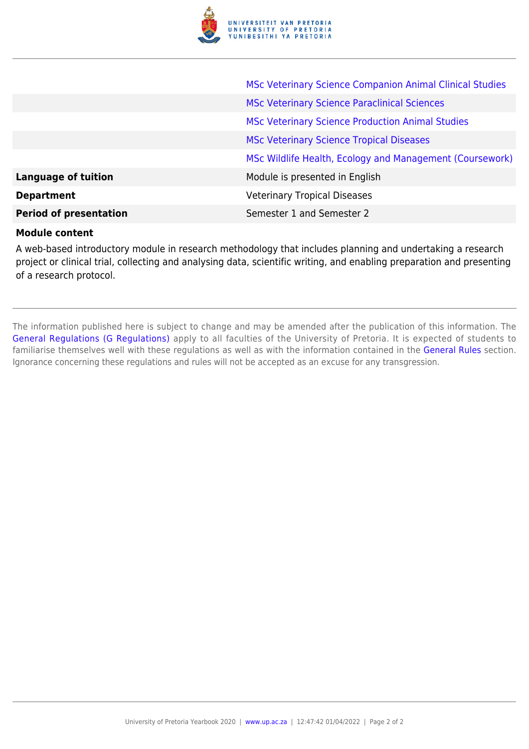| | |
|---|---|
| | MSc Veterinary Science Companion Animal Clinical Studies |
| | MSc Veterinary Science Paraclinical Sciences |
| | MSc Veterinary Science Production Animal Studies |
| | MSc Veterinary Science Tropical Diseases |
| | MSc Wildlife Health, Ecology and Management (Coursework) |
| **Language of tuition** | Module is presented in English |
| **Department** | Veterinary Tropical Diseases |
| **Period of presentation** | Semester 1 and Semester 2 |

**Module content**

A web-based introductory module in research methodology that includes planning and undertaking a research project or clinical trial, collecting and analysing data, scientific writing, and enabling preparation and presenting of a research protocol.

The information published here is subject to change and may be amended after the publication of this information. The General Regulations (G Regulations) apply to all faculties of the University of Pretoria. It is expected of students to familiarise themselves well with these regulations as well as with the information contained in the General Rules section. Ignorance concerning these regulations and rules will not be accepted as an excuse for any transgression.